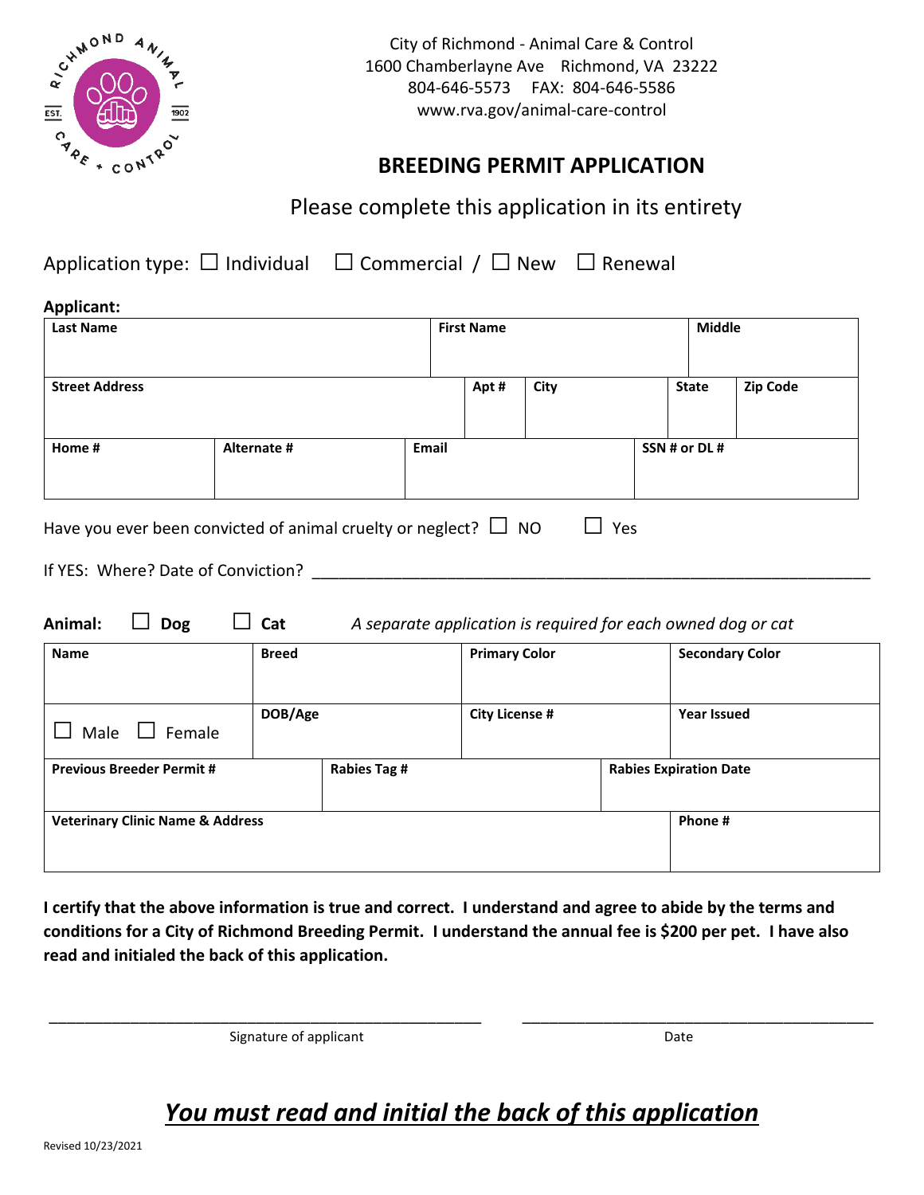City of Richmond - Animal Care & Control
1600 Chamberlayne Ave Richmond, VA 23222
804-646-5573 FAX: 804-646-5586
www.rva.gov/animal-care-control

# BREEDING PERMIT APPLICATION

Please complete this application in its entirety

Application type: ☐ Individual ☐ Commercial / ☐ New ☐ Renewal

**Applicant:**

| Last Name | | First Name | | Middle | |
|---|---|---|---|---|---|
| **Street Address** | **Apt #** | **City** | | **State** | **Zip Code** |
| **Home #** | **Alternate #** | **Email** | | **SSN # or DL #** | |

Have you ever been convicted of animal cruelty or neglect? ☐ NO ☐ Yes

If YES: Where? Date of Conviction? ____________________________________________

**Animal:** ☐ **Dog** ☐ **Cat** *A separate application is required for each owned dog or cat*

| Name | Breed | Primary Color | Secondary Color |
|---|---|---|---|
| ☐ Male ☐ Female | **DOB/Age** | **City License #** | **Year Issued** |
| **Previous Breeder Permit #** | **Rabies Tag #** | **Rabies Expiration Date** | |
| **Veterinary Clinic Name & Address** | | | **Phone #** |

**I certify that the above information is true and correct. I understand and agree to abide by the terms and conditions for a City of Richmond Breeding Permit. I understand the annual fee is $200 per pet. I have also read and initialed the back of this application.**

_____________________________________ _____________________________

Signature of applicant Date

## ***<u>You must read and initial the back of this application</u>***

Revised 10/23/2021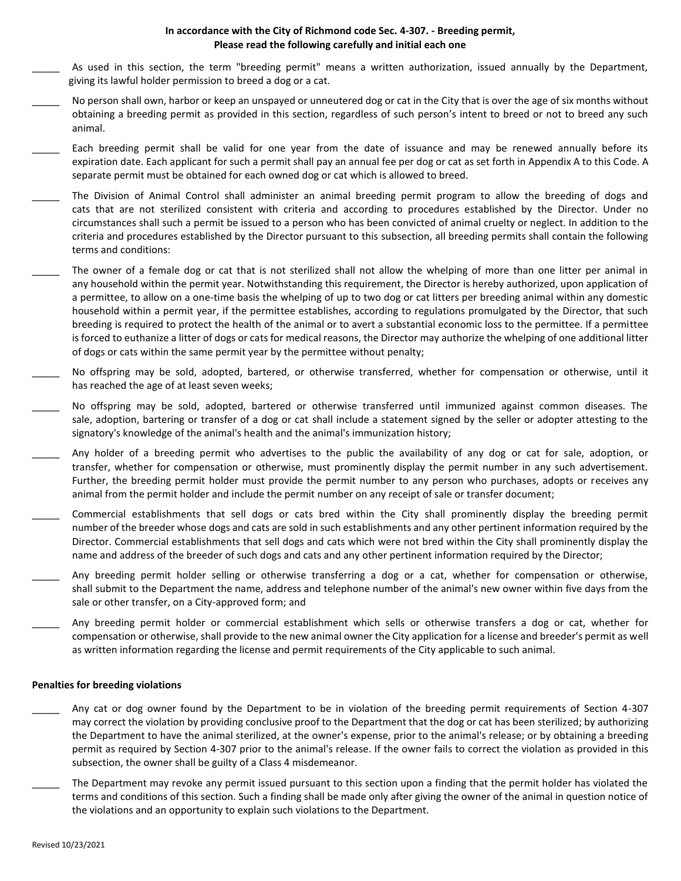**In accordance with the City of Richmond code Sec. 4-307. - Breeding permit,**
**Please read the following carefully and initial each one**

_____ As used in this section, the term "breeding permit" means a written authorization, issued annually by the Department, giving its lawful holder permission to breed a dog or a cat.

_____ No person shall own, harbor or keep an unspayed or unneutered dog or cat in the City that is over the age of six months without obtaining a breeding permit as provided in this section, regardless of such person's intent to breed or not to breed any such animal.

_____ Each breeding permit shall be valid for one year from the date of issuance and may be renewed annually before its expiration date. Each applicant for such a permit shall pay an annual fee per dog or cat as set forth in Appendix A to this Code. A separate permit must be obtained for each owned dog or cat which is allowed to breed.

_____ The Division of Animal Control shall administer an animal breeding permit program to allow the breeding of dogs and cats that are not sterilized consistent with criteria and according to procedures established by the Director. Under no circumstances shall such a permit be issued to a person who has been convicted of animal cruelty or neglect. In addition to the criteria and procedures established by the Director pursuant to this subsection, all breeding permits shall contain the following terms and conditions:

_____ The owner of a female dog or cat that is not sterilized shall not allow the whelping of more than one litter per animal in any household within the permit year. Notwithstanding this requirement, the Director is hereby authorized, upon application of a permittee, to allow on a one-time basis the whelping of up to two dog or cat litters per breeding animal within any domestic household within a permit year, if the permittee establishes, according to regulations promulgated by the Director, that such breeding is required to protect the health of the animal or to avert a substantial economic loss to the permittee. If a permittee is forced to euthanize a litter of dogs or cats for medical reasons, the Director may authorize the whelping of one additional litter of dogs or cats within the same permit year by the permittee without penalty;

_____ No offspring may be sold, adopted, bartered, or otherwise transferred, whether for compensation or otherwise, until it has reached the age of at least seven weeks;

_____ No offspring may be sold, adopted, bartered or otherwise transferred until immunized against common diseases. The sale, adoption, bartering or transfer of a dog or cat shall include a statement signed by the seller or adopter attesting to the signatory's knowledge of the animal's health and the animal's immunization history;

_____ Any holder of a breeding permit who advertises to the public the availability of any dog or cat for sale, adoption, or transfer, whether for compensation or otherwise, must prominently display the permit number in any such advertisement. Further, the breeding permit holder must provide the permit number to any person who purchases, adopts or receives any animal from the permit holder and include the permit number on any receipt of sale or transfer document;

_____ Commercial establishments that sell dogs or cats bred within the City shall prominently display the breeding permit number of the breeder whose dogs and cats are sold in such establishments and any other pertinent information required by the Director. Commercial establishments that sell dogs and cats which were not bred within the City shall prominently display the name and address of the breeder of such dogs and cats and any other pertinent information required by the Director;

_____ Any breeding permit holder selling or otherwise transferring a dog or a cat, whether for compensation or otherwise, shall submit to the Department the name, address and telephone number of the animal's new owner within five days from the sale or other transfer, on a City-approved form; and

_____ Any breeding permit holder or commercial establishment which sells or otherwise transfers a dog or cat, whether for compensation or otherwise, shall provide to the new animal owner the City application for a license and breeder's permit as well as written information regarding the license and permit requirements of the City applicable to such animal.

**Penalties for breeding violations**

_____ Any cat or dog owner found by the Department to be in violation of the breeding permit requirements of Section 4-307 may correct the violation by providing conclusive proof to the Department that the dog or cat has been sterilized; by authorizing the Department to have the animal sterilized, at the owner's expense, prior to the animal's release; or by obtaining a breeding permit as required by Section 4-307 prior to the animal's release. If the owner fails to correct the violation as provided in this subsection, the owner shall be guilty of a Class 4 misdemeanor.

_____ The Department may revoke any permit issued pursuant to this section upon a finding that the permit holder has violated the terms and conditions of this section. Such a finding shall be made only after giving the owner of the animal in question notice of the violations and an opportunity to explain such violations to the Department.

Revised 10/23/2021